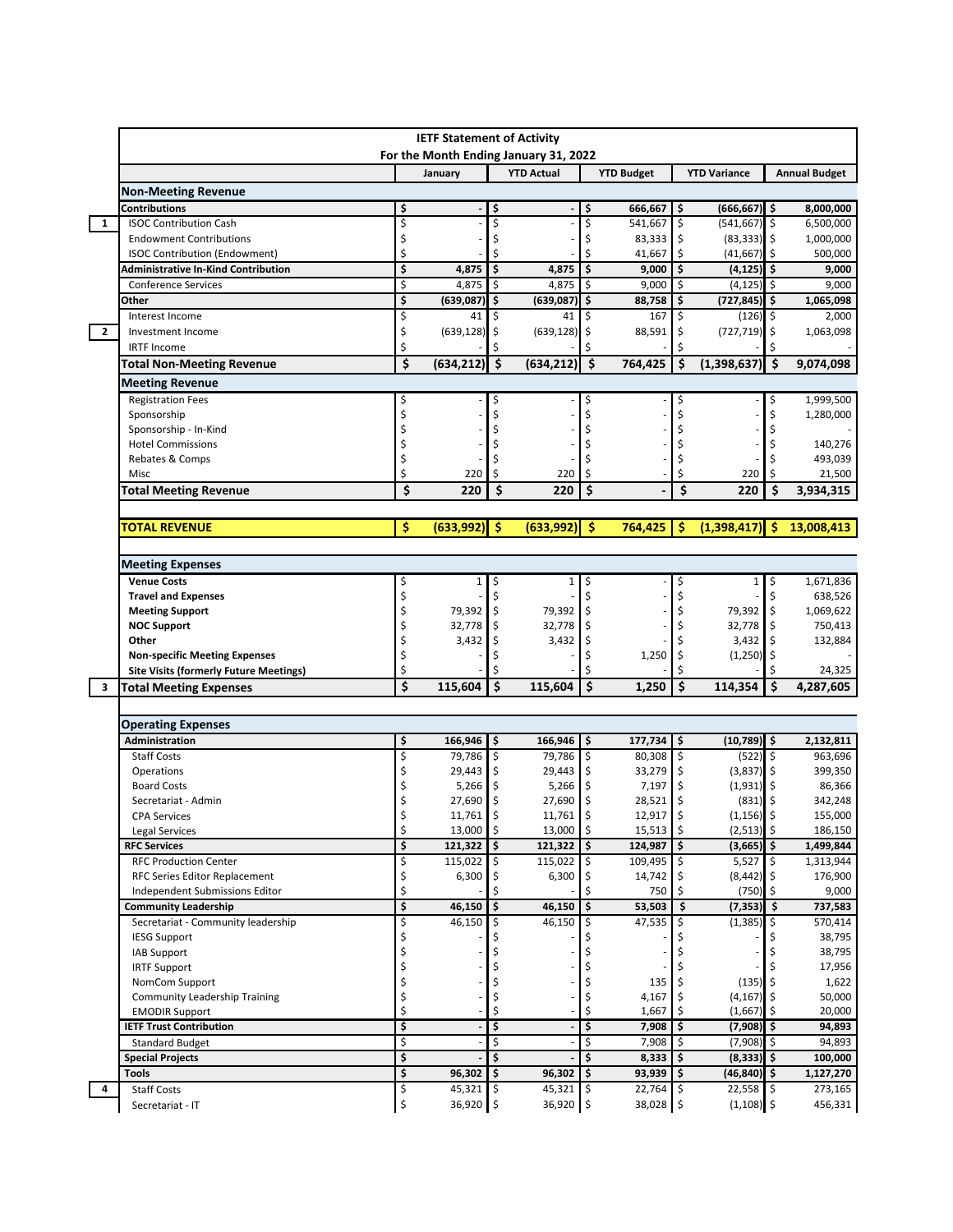# IETF Statement of Activity

## For the Month Ending January 31, 2022

| | | January | YTD Actual | YTD Budget | YTD Variance | Annual Budget |
|---|---|---|---|---|---|---|
| | **Non-Meeting Revenue** | | | | | |
| | **Contributions** | **$ -** | **$ -** | **$ 666,667** | **$ (666,667)** | **$ 8,000,000** |
| 1 | ISOC Contribution Cash | $ - | $ - | $ 541,667 | $ (541,667) | $ 6,500,000 |
| | Endowment Contributions | $ - | $ - | $ 83,333 | $ (83,333) | $ 1,000,000 |
| | ISOC Contribution (Endowment) | $ - | $ - | $ 41,667 | $ (41,667) | $ 500,000 |
| | **Administrative In-Kind Contribution** | **$ 4,875** | **$ 4,875** | **$ 9,000** | **$ (4,125)** | **$ 9,000** |
| | Conference Services | $ 4,875 | $ 4,875 | $ 9,000 | $ (4,125) | $ 9,000 |
| | **Other** | **$ (639,087)** | **$ (639,087)** | **$ 88,758** | **$ (727,845)** | **$ 1,065,098** |
| | Interest Income | $ 41 | $ 41 | $ 167 | $ (126) | $ 2,000 |
| 2 | Investment Income | $ (639,128) | $ (639,128) | $ 88,591 | $ (727,719) | $ 1,063,098 |
| | IRTF Income | $ - | $ - | $ - | $ - | $ - |
| | **Total Non-Meeting Revenue** | **$ (634,212)** | **$ (634,212)** | **$ 764,425** | **$ (1,398,637)** | **$ 9,074,098** |
| | **Meeting Revenue** | | | | | |
| | Registration Fees | $ - | $ - | $ - | $ - | $ 1,999,500 |
| | Sponsorship | $ - | $ - | $ - | $ - | $ 1,280,000 |
| | Sponsorship - In-Kind | $ - | $ - | $ - | $ - | $ - |
| | Hotel Commissions | $ - | $ - | $ - | $ - | $ 140,276 |
| | Rebates & Comps | $ - | $ - | $ - | $ - | $ 493,039 |
| | Misc | $ 220 | $ 220 | $ - | $ 220 | $ 21,500 |
| | **Total Meeting Revenue** | **$ 220** | **$ 220** | **$ -** | **$ 220** | **$ 3,934,315** |
| | **TOTAL REVENUE** | **$ (633,992)** | **$ (633,992)** | **$ 764,425** | **$ (1,398,417)** | **$ 13,008,413** |
| | **Meeting Expenses** | | | | | |
| | **Venue Costs** | $ 1 | $ 1 | $ - | $ 1 | $ 1,671,836 |
| | **Travel and Expenses** | $ - | $ - | $ - | $ - | $ 638,526 |
| | **Meeting Support** | $ 79,392 | $ 79,392 | $ - | $ 79,392 | $ 1,069,622 |
| | **NOC Support** | $ 32,778 | $ 32,778 | $ - | $ 32,778 | $ 750,413 |
| | **Other** | $ 3,432 | $ 3,432 | $ - | $ 3,432 | $ 132,884 |
| | **Non-specific Meeting Expenses** | $ - | $ - | $ 1,250 | $ (1,250) | $ - |
| | **Site Visits (formerly Future Meetings)** | $ - | $ - | $ - | $ - | $ 24,325 |
| 3 | **Total Meeting Expenses** | **$ 115,604** | **$ 115,604** | **$ 1,250** | **$ 114,354** | **$ 4,287,605** |
| | **Operating Expenses** | | | | | |
| | **Administration** | **$ 166,946** | **$ 166,946** | **$ 177,734** | **$ (10,789)** | **$ 2,132,811** |
| | Staff Costs | $ 79,786 | $ 79,786 | $ 80,308 | $ (522) | $ 963,696 |
| | Operations | $ 29,443 | $ 29,443 | $ 33,279 | $ (3,837) | $ 399,350 |
| | Board Costs | $ 5,266 | $ 5,266 | $ 7,197 | $ (1,931) | $ 86,366 |
| | Secretariat - Admin | $ 27,690 | $ 27,690 | $ 28,521 | $ (831) | $ 342,248 |
| | CPA Services | $ 11,761 | $ 11,761 | $ 12,917 | $ (1,156) | $ 155,000 |
| | Legal Services | $ 13,000 | $ 13,000 | $ 15,513 | $ (2,513) | $ 186,150 |
| | **RFC Services** | **$ 121,322** | **$ 121,322** | **$ 124,987** | **$ (3,665)** | **$ 1,499,844** |
| | RFC Production Center | $ 115,022 | $ 115,022 | $ 109,495 | $ 5,527 | $ 1,313,944 |
| | RFC Series Editor Replacement | $ 6,300 | $ 6,300 | $ 14,742 | $ (8,442) | $ 176,900 |
| | Independent Submissions Editor | $ - | $ - | $ 750 | $ (750) | $ 9,000 |
| | **Community Leadership** | **$ 46,150** | **$ 46,150** | **$ 53,503** | **$ (7,353)** | **$ 737,583** |
| | Secretariat - Community leadership | $ 46,150 | $ 46,150 | $ 47,535 | $ (1,385) | $ 570,414 |
| | IESG Support | $ - | $ - | $ - | $ - | $ 38,795 |
| | IAB Support | $ - | $ - | $ - | $ - | $ 38,795 |
| | IRTF Support | $ - | $ - | $ - | $ - | $ 17,956 |
| | NomCom Support | $ - | $ - | $ 135 | $ (135) | $ 1,622 |
| | Community Leadership Training | $ - | $ - | $ 4,167 | $ (4,167) | $ 50,000 |
| | EMODIR Support | $ - | $ - | $ 1,667 | $ (1,667) | $ 20,000 |
| | **IETF Trust Contribution** | **$ -** | **$ -** | **$ 7,908** | **$ (7,908)** | **$ 94,893** |
| | Standard Budget | $ - | $ - | $ 7,908 | $ (7,908) | $ 94,893 |
| | **Special Projects** | **$ -** | **$ -** | **$ 8,333** | **$ (8,333)** | **$ 100,000** |
| | **Tools** | **$ 96,302** | **$ 96,302** | **$ 93,939** | **$ (46,840)** | **$ 1,127,270** |
| 4 | Staff Costs | $ 45,321 | $ 45,321 | $ 22,764 | $ 22,558 | $ 273,165 |
| | Secretariat - IT | $ 36,920 | $ 36,920 | $ 38,028 | $ (1,108) | $ 456,331 |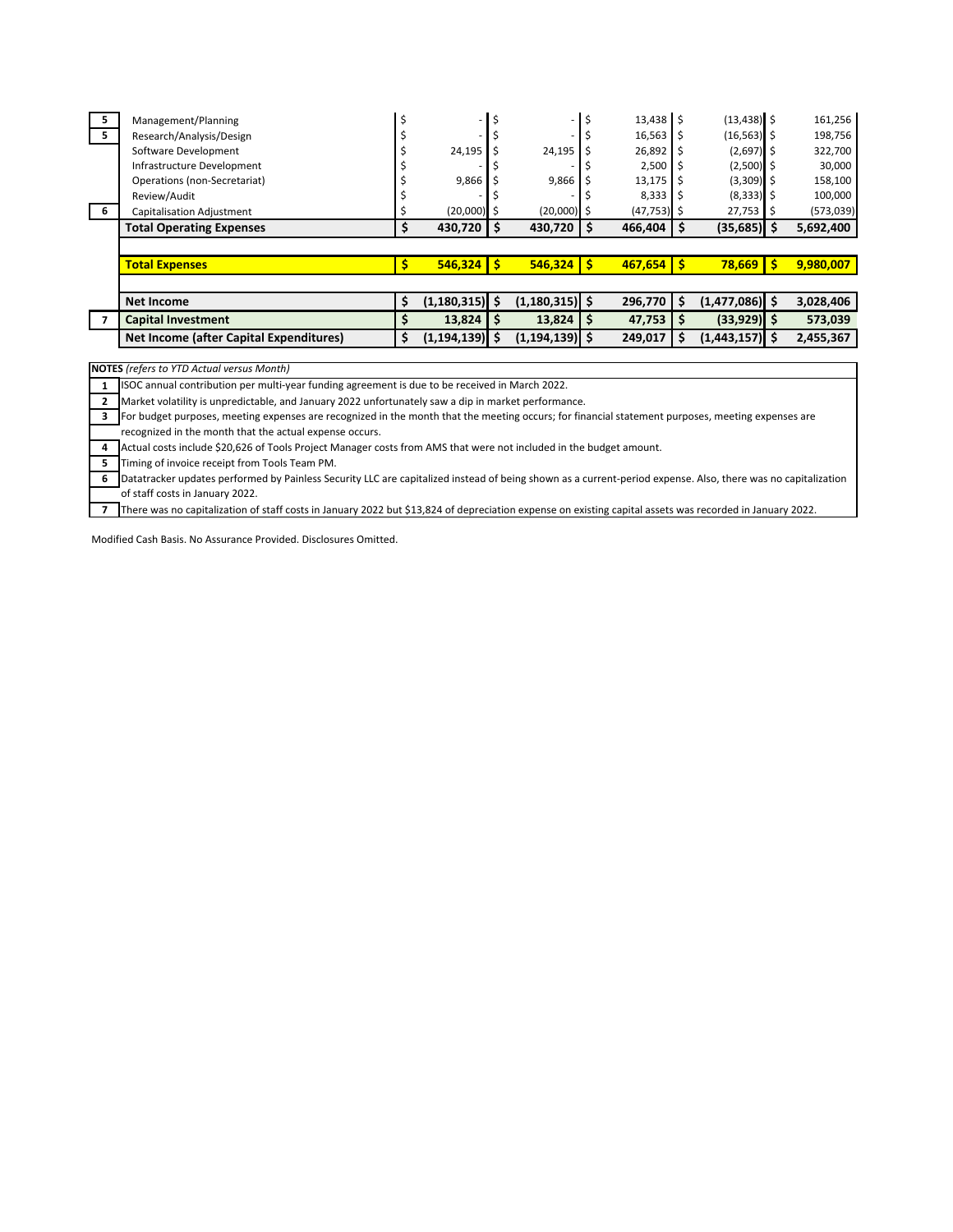| | | | | | | |
|---|---|---|---|---|---|---|
| 5 | Management/Planning | $ - | $ - | $ 13,438 | $ (13,438) | $ 161,256 |
| 5 | Research/Analysis/Design | $ - | $ - | $ 16,563 | $ (16,563) | $ 198,756 |
| | Software Development | $ 24,195 | $ 24,195 | $ 26,892 | $ (2,697) | $ 322,700 |
| | Infrastructure Development | $ - | $ - | $ 2,500 | $ (2,500) | $ 30,000 |
| | Operations (non-Secretariat) | $ 9,866 | $ 9,866 | $ 13,175 | $ (3,309) | $ 158,100 |
| | Review/Audit | $ - | $ - | $ 8,333 | $ (8,333) | $ 100,000 |
| 6 | Capitalisation Adjustment | $ (20,000) | $ (20,000) | $ (47,753) | $ 27,753 | $ (573,039) |
| | **Total Operating Expenses** | **$ 430,720** | **$ 430,720** | **$ 466,404** | **$ (35,685)** | **$ 5,692,400** |
| | | | | | | |
| | **Total Expenses** | **$ 546,324** | **$ 546,324** | **$ 467,654** | **$ 78,669** | **$ 9,980,007** |
| | | | | | | |
| | **Net Income** | **$ (1,180,315)** | **$ (1,180,315)** | **$ 296,770** | **$ (1,477,086)** | **$ 3,028,406** |
| 7 | **Capital Investment** | **$ 13,824** | **$ 13,824** | **$ 47,753** | **$ (33,929)** | **$ 573,039** |
| | **Net Income (after Capital Expenditures)** | **$ (1,194,139)** | **$ (1,194,139)** | **$ 249,017** | **$ (1,443,157)** | **$ 2,455,367** |

**NOTES** *(refers to YTD Actual versus Month)*

| | |
|---|---|
| 1 | ISOC annual contribution per multi-year funding agreement is due to be received in March 2022. |
| 2 | Market volatility is unpredictable, and January 2022 unfortunately saw a dip in market performance. |
| 3 | For budget purposes, meeting expenses are recognized in the month that the meeting occurs; for financial statement purposes, meeting expenses are recognized in the month that the actual expense occurs. |
| 4 | Actual costs include $20,626 of Tools Project Manager costs from AMS that were not included in the budget amount. |
| 5 | Timing of invoice receipt from Tools Team PM. |
| 6 | Datatracker updates performed by Painless Security LLC are capitalized instead of being shown as a current-period expense. Also, there was no capitalization of staff costs in January 2022. |
| 7 | There was no capitalization of staff costs in January 2022 but $13,824 of depreciation expense on existing capital assets was recorded in January 2022. |

Modified Cash Basis. No Assurance Provided. Disclosures Omitted.